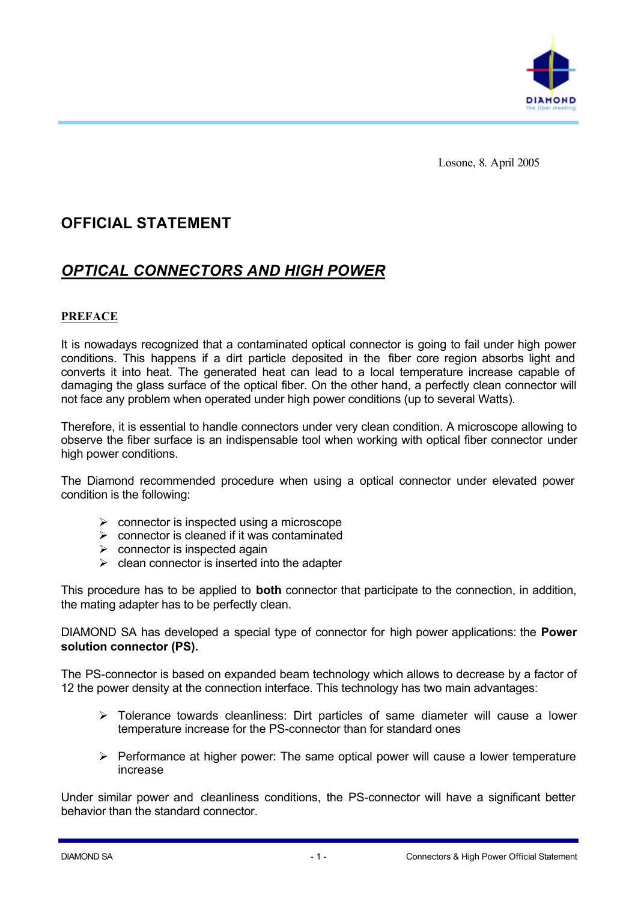Losone, 8. April 2005

# OFFICIAL STATEMENT

## *OPTICAL CONNECTORS AND HIGH POWER*

### PREFACE

It is nowadays recognized that a contaminated optical connector is going to fail under high power conditions. This happens if a dirt particle deposited in the fiber core region absorbs light and converts it into heat. The generated heat can lead to a local temperature increase capable of damaging the glass surface of the optical fiber. On the other hand, a perfectly clean connector will not face any problem when operated under high power conditions (up to several Watts).

Therefore, it is essential to handle connectors under very clean condition. A microscope allowing to observe the fiber surface is an indispensable tool when working with optical fiber connector under high power conditions.

The Diamond recommended procedure when using a optical connector under elevated power condition is the following:

- connector is inspected using a microscope
- connector is cleaned if it was contaminated
- connector is inspected again
- clean connector is inserted into the adapter

This procedure has to be applied to **both** connector that participate to the connection, in addition, the mating adapter has to be perfectly clean.

DIAMOND SA has developed a special type of connector for high power applications: the **Power solution connector (PS).**

The PS-connector is based on expanded beam technology which allows to decrease by a factor of 12 the power density at the connection interface. This technology has two main advantages:

- Tolerance towards cleanliness: Dirt particles of same diameter will cause a lower temperature increase for the PS-connector than for standard ones
- Performance at higher power: The same optical power will cause a lower temperature increase

Under similar power and cleanliness conditions, the PS-connector will have a significant better behavior than the standard connector.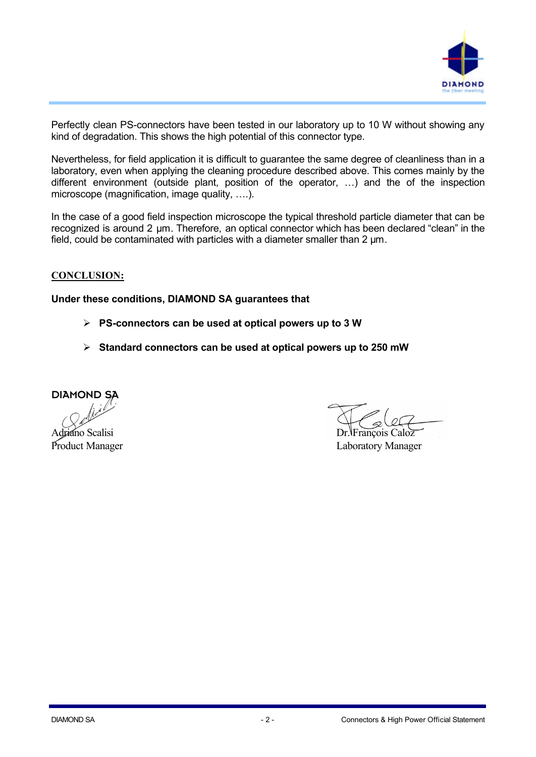Perfectly clean PS-connectors have been tested in our laboratory up to 10 W without showing any kind of degradation. This shows the high potential of this connector type.

Nevertheless, for field application it is difficult to guarantee the same degree of cleanliness than in a laboratory, even when applying the cleaning procedure described above. This comes mainly by the different environment (outside plant, position of the operator, …) and the of the inspection microscope (magnification, image quality, ….).

In the case of a good field inspection microscope the typical threshold particle diameter that can be recognized is around 2 µm. Therefore, an optical connector which has been declared “clean” in the field, could be contaminated with particles with a diameter smaller than 2 µm.

**CONCLUSION:**

**Under these conditions, DIAMOND SA guarantees that**

- **PS-connectors can be used at optical powers up to 3 W**
- **Standard connectors can be used at optical powers up to 250 mW**

DIAMOND SA

Adriano Scalisi
Product Manager

Dr. François Caloz
Laboratory Manager